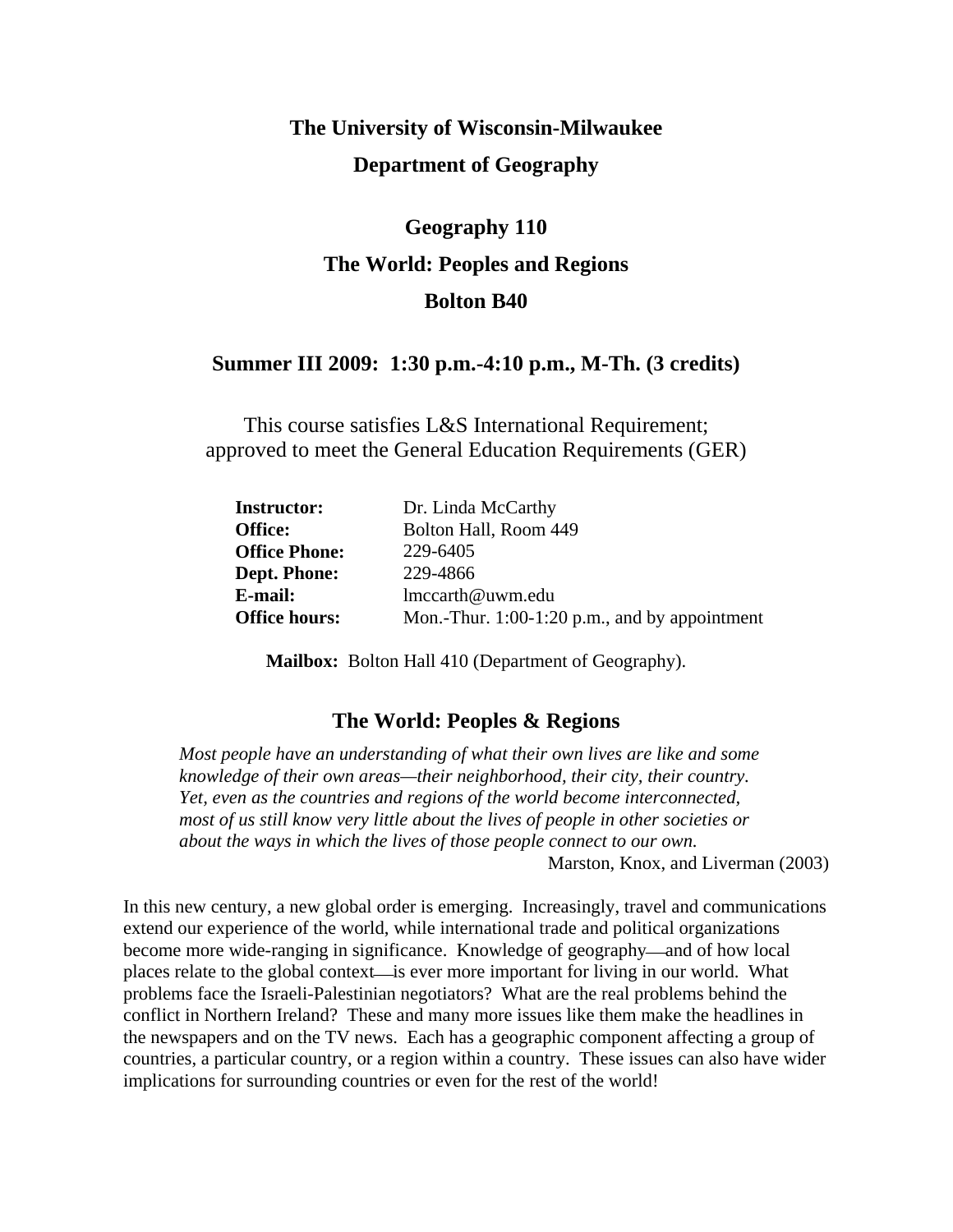# The University of Wisconsin-Milwaukee

## Department of Geography

## Geography 110

## The World: Peoples and Regions

## Bolton B40

### Summer III 2009: 1:30 p.m.-4:10 p.m., M-Th. (3 credits)

This course satisfies L&S International Requirement;
approved to meet the General Education Requirements (GER)

| | |
|---|---|
| **Instructor:** | Dr. Linda McCarthy |
| **Office:** | Bolton Hall, Room 449 |
| **Office Phone:** | 229-6405 |
| **Dept. Phone:** | 229-4866 |
| **E-mail:** | lmccarth@uwm.edu |
| **Office hours:** | Mon.-Thur. 1:00-1:20 p.m., and by appointment |

**Mailbox:** Bolton Hall 410 (Department of Geography).

### The World: Peoples & Regions

*Most people have an understanding of what their own lives are like and some knowledge of their own areas—their neighborhood, their city, their country. Yet, even as the countries and regions of the world become interconnected, most of us still know very little about the lives of people in other societies or about the ways in which the lives of those people connect to our own.*

Marston, Knox, and Liverman (2003)

In this new century, a new global order is emerging. Increasingly, travel and communications extend our experience of the world, while international trade and political organizations become more wide-ranging in significance. Knowledge of geography—and of how local places relate to the global context—is ever more important for living in our world. What problems face the Israeli-Palestinian negotiators? What are the real problems behind the conflict in Northern Ireland? These and many more issues like them make the headlines in the newspapers and on the TV news. Each has a geographic component affecting a group of countries, a particular country, or a region within a country. These issues can also have wider implications for surrounding countries or even for the rest of the world!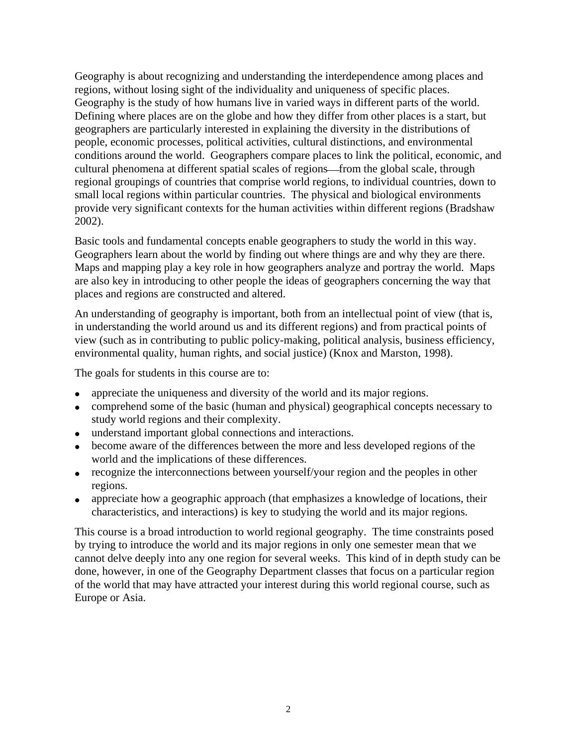Geography is about recognizing and understanding the interdependence among places and regions, without losing sight of the individuality and uniqueness of specific places. Geography is the study of how humans live in varied ways in different parts of the world. Defining where places are on the globe and how they differ from other places is a start, but geographers are particularly interested in explaining the diversity in the distributions of people, economic processes, political activities, cultural distinctions, and environmental conditions around the world. Geographers compare places to link the political, economic, and cultural phenomena at different spatial scales of regions—from the global scale, through regional groupings of countries that comprise world regions, to individual countries, down to small local regions within particular countries. The physical and biological environments provide very significant contexts for the human activities within different regions (Bradshaw 2002).

Basic tools and fundamental concepts enable geographers to study the world in this way. Geographers learn about the world by finding out where things are and why they are there. Maps and mapping play a key role in how geographers analyze and portray the world. Maps are also key in introducing to other people the ideas of geographers concerning the way that places and regions are constructed and altered.

An understanding of geography is important, both from an intellectual point of view (that is, in understanding the world around us and its different regions) and from practical points of view (such as in contributing to public policy-making, political analysis, business efficiency, environmental quality, human rights, and social justice) (Knox and Marston, 1998).

The goals for students in this course are to:

- appreciate the uniqueness and diversity of the world and its major regions.
- comprehend some of the basic (human and physical) geographical concepts necessary to study world regions and their complexity.
- understand important global connections and interactions.
- become aware of the differences between the more and less developed regions of the world and the implications of these differences.
- recognize the interconnections between yourself/your region and the peoples in other regions.
- appreciate how a geographic approach (that emphasizes a knowledge of locations, their characteristics, and interactions) is key to studying the world and its major regions.

This course is a broad introduction to world regional geography. The time constraints posed by trying to introduce the world and its major regions in only one semester mean that we cannot delve deeply into any one region for several weeks. This kind of in depth study can be done, however, in one of the Geography Department classes that focus on a particular region of the world that may have attracted your interest during this world regional course, such as Europe or Asia.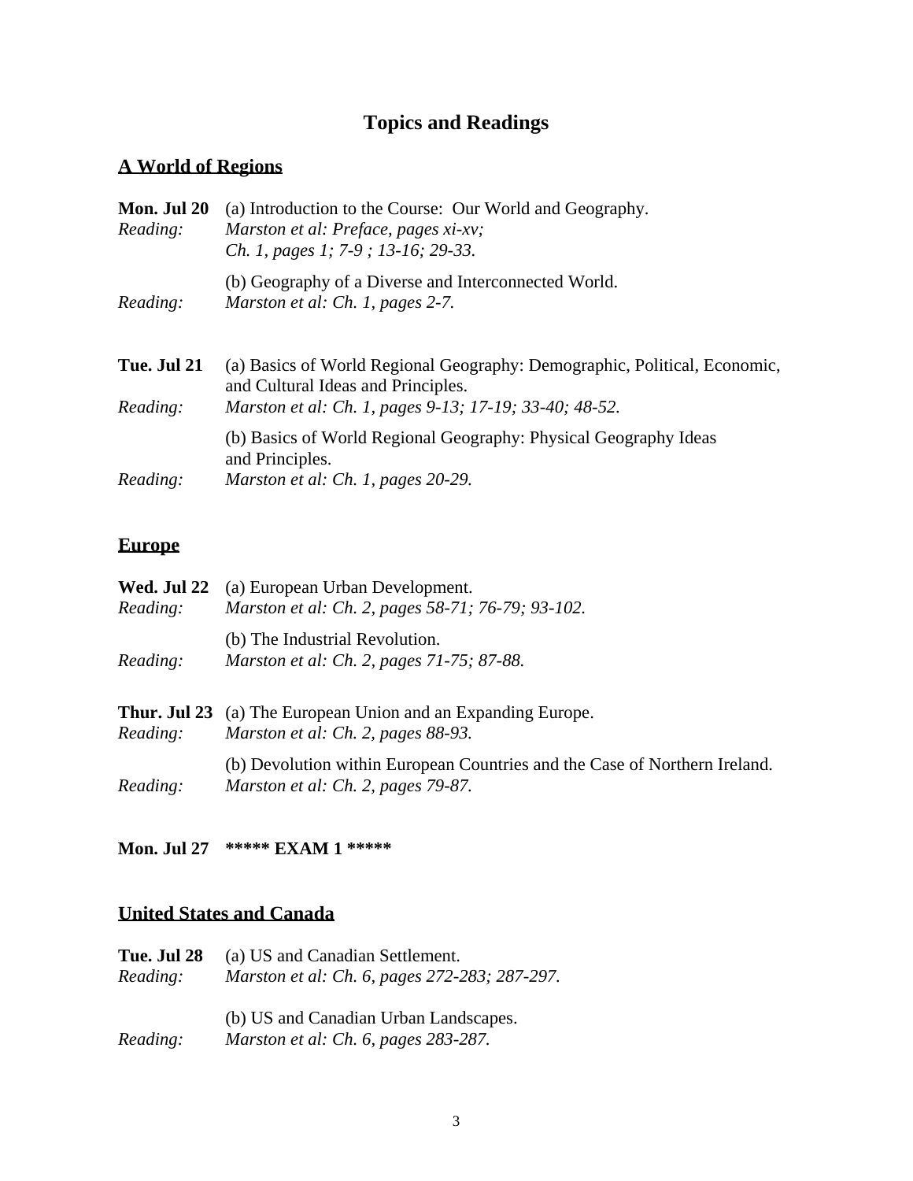# Topics and Readings

## A World of Regions

**Mon. Jul 20** (a) Introduction to the Course: Our World and Geography.
*Reading:* *Marston et al: Preface, pages xi-xv; Ch. 1, pages 1; 7-9 ; 13-16; 29-33.*

(b) Geography of a Diverse and Interconnected World.
*Reading:* *Marston et al: Ch. 1, pages 2-7.*

**Tue. Jul 21** (a) Basics of World Regional Geography: Demographic, Political, Economic, and Cultural Ideas and Principles.
*Reading:* *Marston et al: Ch. 1, pages 9-13; 17-19; 33-40; 48-52.*

(b) Basics of World Regional Geography: Physical Geography Ideas and Principles.
*Reading:* *Marston et al: Ch. 1, pages 20-29.*

## Europe

**Wed. Jul 22** (a) European Urban Development.
*Reading:* *Marston et al: Ch. 2, pages 58-71; 76-79; 93-102.*

(b) The Industrial Revolution.
*Reading:* *Marston et al: Ch. 2, pages 71-75; 87-88.*

**Thur. Jul 23** (a) The European Union and an Expanding Europe.
*Reading:* *Marston et al: Ch. 2, pages 88-93.*

(b) Devolution within European Countries and the Case of Northern Ireland.
*Reading:* *Marston et al: Ch. 2, pages 79-87.*

**Mon. Jul 27** **\*\*\*\*\* EXAM 1 \*\*\*\*\***

## United States and Canada

**Tue. Jul 28** (a) US and Canadian Settlement.
*Reading:* *Marston et al: Ch. 6, pages 272-283; 287-297.*

(b) US and Canadian Urban Landscapes.
*Reading:* *Marston et al: Ch. 6, pages 283-287.*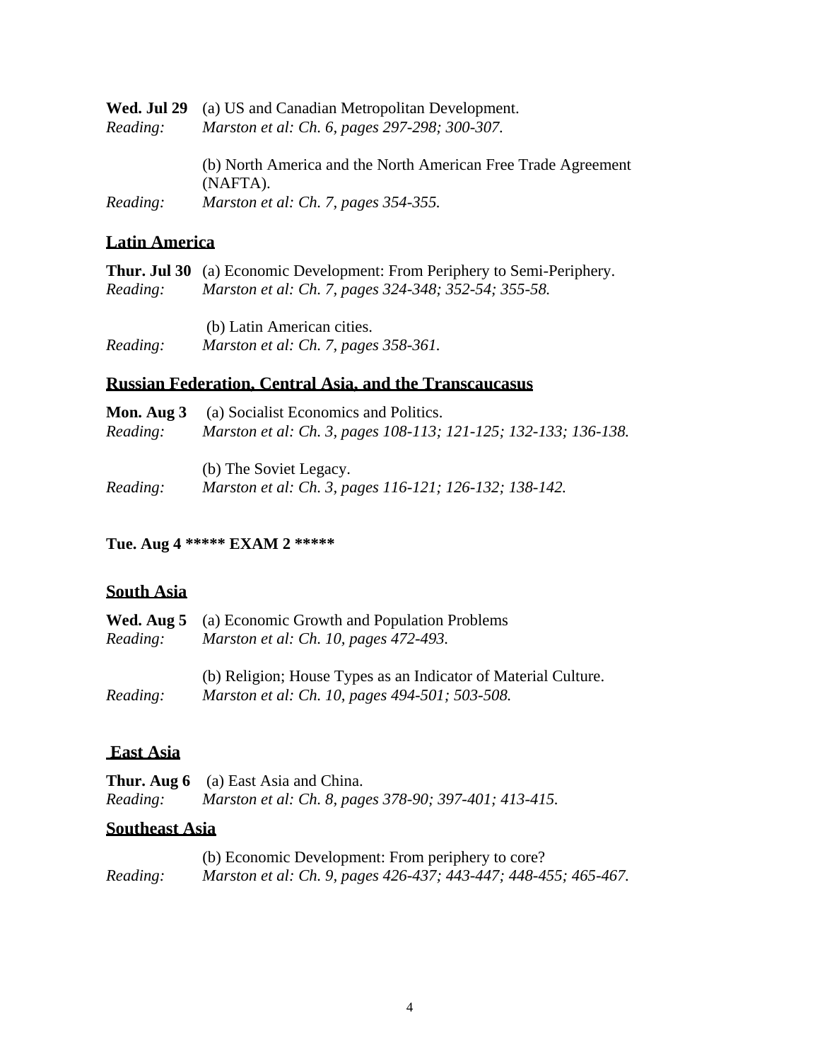**Wed. Jul 29** (a) US and Canadian Metropolitan Development.
*Reading: Marston et al: Ch. 6, pages 297-298; 300-307.*

(b) North America and the North American Free Trade Agreement (NAFTA).
*Reading: Marston et al: Ch. 7, pages 354-355.*

## Latin America

**Thur. Jul 30** (a) Economic Development: From Periphery to Semi-Periphery.
*Reading: Marston et al: Ch. 7, pages 324-348; 352-54; 355-58.*

(b) Latin American cities.
*Reading: Marston et al: Ch. 7, pages 358-361.*

## Russian Federation, Central Asia, and the Transcaucasus

**Mon. Aug 3** (a) Socialist Economics and Politics.
*Reading: Marston et al: Ch. 3, pages 108-113; 121-125; 132-133; 136-138.*

(b) The Soviet Legacy.
*Reading: Marston et al: Ch. 3, pages 116-121; 126-132; 138-142.*

**Tue. Aug 4 ***** EXAM 2 *******

## South Asia

**Wed. Aug 5** (a) Economic Growth and Population Problems
*Reading: Marston et al: Ch. 10, pages 472-493.*

(b) Religion; House Types as an Indicator of Material Culture.
*Reading: Marston et al: Ch. 10, pages 494-501; 503-508.*

## East Asia

**Thur. Aug 6** (a) East Asia and China.
*Reading: Marston et al: Ch. 8, pages 378-90; 397-401; 413-415.*

## Southeast Asia

(b) Economic Development: From periphery to core?
*Reading: Marston et al: Ch. 9, pages 426-437; 443-447; 448-455; 465-467.*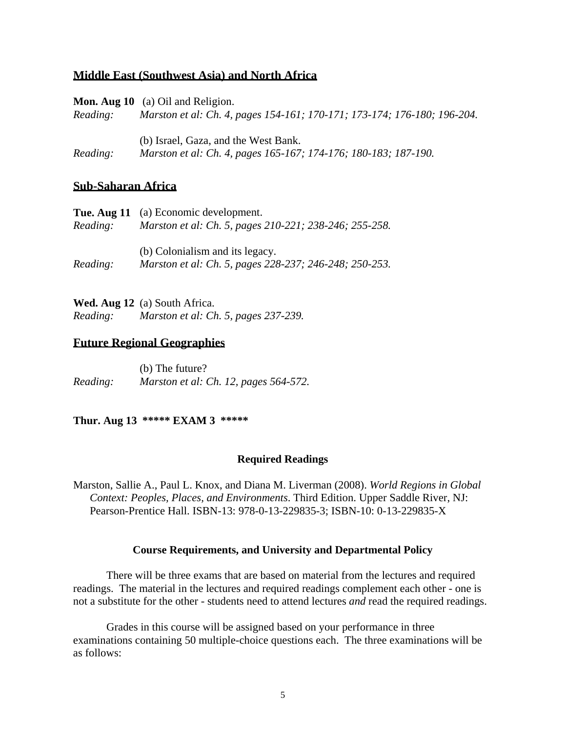## Middle East (Southwest Asia) and North Africa

**Mon. Aug 10** (a) Oil and Religion.
*Reading:* *Marston et al: Ch. 4, pages 154-161; 170-171; 173-174; 176-180; 196-204.*

(b) Israel, Gaza, and the West Bank.
*Reading:* *Marston et al: Ch. 4, pages 165-167; 174-176; 180-183; 187-190.*

## Sub-Saharan Africa

**Tue. Aug 11** (a) Economic development.
*Reading:* *Marston et al: Ch. 5, pages 210-221; 238-246; 255-258.*

(b) Colonialism and its legacy.
*Reading:* *Marston et al: Ch. 5, pages 228-237; 246-248; 250-253.*

**Wed. Aug 12** (a) South Africa.
*Reading:* *Marston et al: Ch. 5, pages 237-239.*

## Future Regional Geographies

(b) The future?
*Reading:* *Marston et al: Ch. 12, pages 564-572.*

**Thur. Aug 13 \*\*\*\*\* EXAM 3 \*\*\*\*\***

### Required Readings

Marston, Sallie A., Paul L. Knox, and Diana M. Liverman (2008). *World Regions in Global Context: Peoples, Places, and Environments*. Third Edition. Upper Saddle River, NJ: Pearson-Prentice Hall. ISBN-13: 978-0-13-229835-3; ISBN-10: 0-13-229835-X

### Course Requirements, and University and Departmental Policy

There will be three exams that are based on material from the lectures and required readings. The material in the lectures and required readings complement each other - one is not a substitute for the other - students need to attend lectures *and* read the required readings.

Grades in this course will be assigned based on your performance in three examinations containing 50 multiple-choice questions each. The three examinations will be as follows: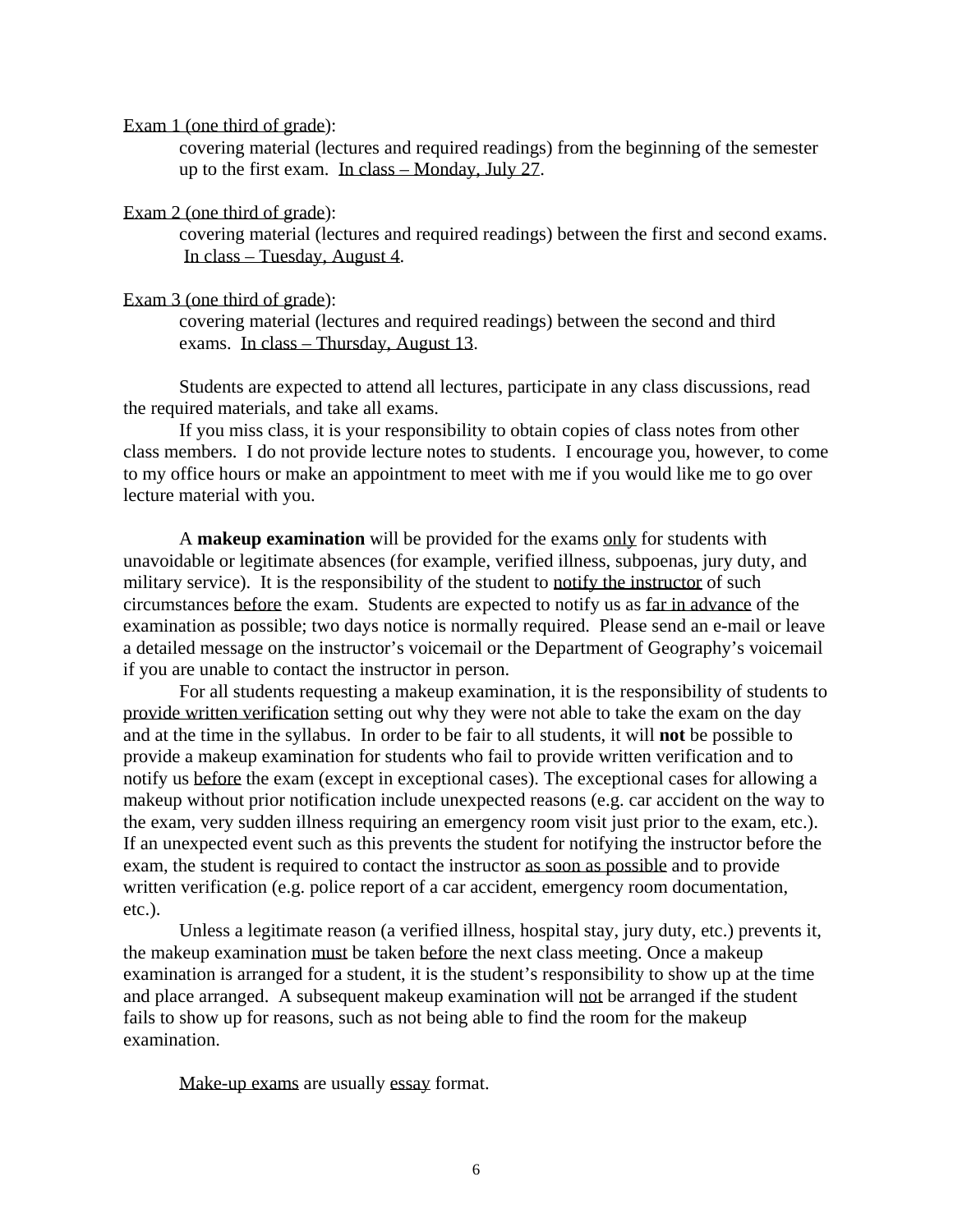<u>Exam 1 (one third of grade)</u>:

covering material (lectures and required readings) from the beginning of the semester up to the first exam. <u>In class – Monday, July 27</u>.

<u>Exam 2 (one third of grade)</u>:

covering material (lectures and required readings) between the first and second exams. <u>In class – Tuesday, August 4</u>.

<u>Exam 3 (one third of grade)</u>:

covering material (lectures and required readings) between the second and third exams. <u>In class – Thursday, August 13</u>.

Students are expected to attend all lectures, participate in any class discussions, read the required materials, and take all exams.

If you miss class, it is your responsibility to obtain copies of class notes from other class members. I do not provide lecture notes to students. I encourage you, however, to come to my office hours or make an appointment to meet with me if you would like me to go over lecture material with you.

A **makeup examination** will be provided for the exams <u>only</u> for students with unavoidable or legitimate absences (for example, verified illness, subpoenas, jury duty, and military service). It is the responsibility of the student to <u>notify the instructor</u> of such circumstances <u>before</u> the exam. Students are expected to notify us as <u>far in advance</u> of the examination as possible; two days notice is normally required. Please send an e-mail or leave a detailed message on the instructor's voicemail or the Department of Geography's voicemail if you are unable to contact the instructor in person.

For all students requesting a makeup examination, it is the responsibility of students to <u>provide written verification</u> setting out why they were not able to take the exam on the day and at the time in the syllabus. In order to be fair to all students, it will **not** be possible to provide a makeup examination for students who fail to provide written verification and to notify us <u>before</u> the exam (except in exceptional cases). The exceptional cases for allowing a makeup without prior notification include unexpected reasons (e.g. car accident on the way to the exam, very sudden illness requiring an emergency room visit just prior to the exam, etc.). If an unexpected event such as this prevents the student for notifying the instructor before the exam, the student is required to contact the instructor <u>as soon as possible</u> and to provide written verification (e.g. police report of a car accident, emergency room documentation, etc.).

Unless a legitimate reason (a verified illness, hospital stay, jury duty, etc.) prevents it, the makeup examination <u>must</u> be taken <u>before</u> the next class meeting. Once a makeup examination is arranged for a student, it is the student's responsibility to show up at the time and place arranged. A subsequent makeup examination will <u>not</u> be arranged if the student fails to show up for reasons, such as not being able to find the room for the makeup examination.

<u>Make-up exams</u> are usually <u>essay</u> format.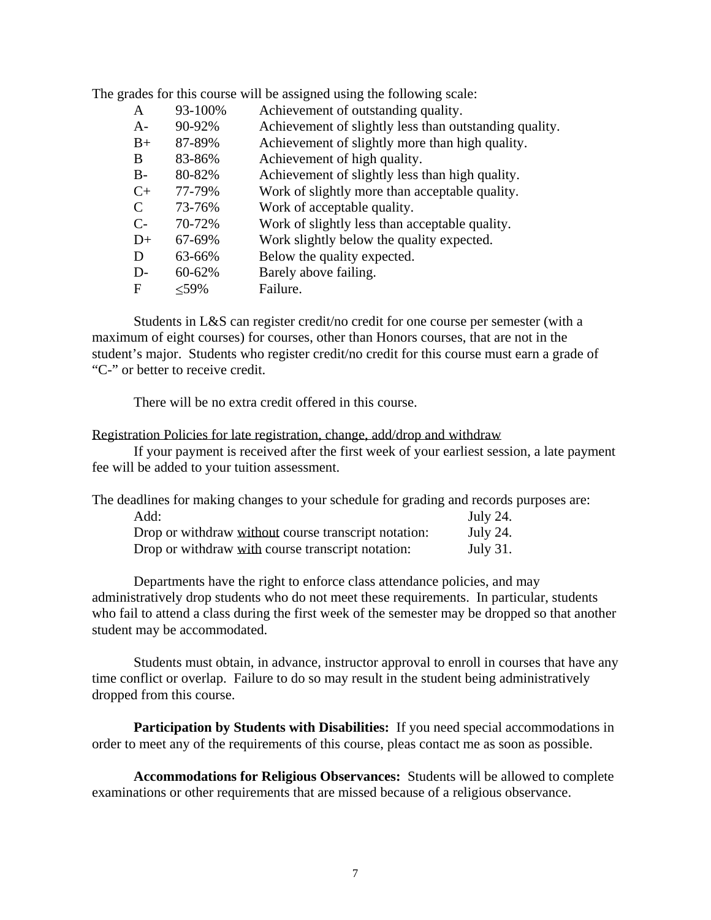The grades for this course will be assigned using the following scale:

| | | |
|---|---|---|
| A | 93-100% | Achievement of outstanding quality. |
| A- | 90-92% | Achievement of slightly less than outstanding quality. |
| B+ | 87-89% | Achievement of slightly more than high quality. |
| B | 83-86% | Achievement of high quality. |
| B- | 80-82% | Achievement of slightly less than high quality. |
| C+ | 77-79% | Work of slightly more than acceptable quality. |
| C | 73-76% | Work of acceptable quality. |
| C- | 70-72% | Work of slightly less than acceptable quality. |
| D+ | 67-69% | Work slightly below the quality expected. |
| D | 63-66% | Below the quality expected. |
| D- | 60-62% | Barely above failing. |
| F | ≤59% | Failure. |

Students in L&S can register credit/no credit for one course per semester (with a maximum of eight courses) for courses, other than Honors courses, that are not in the student's major. Students who register credit/no credit for this course must earn a grade of "C-" or better to receive credit.

There will be no extra credit offered in this course.

<u>Registration Policies for late registration, change, add/drop and withdraw</u>

If your payment is received after the first week of your earliest session, a late payment fee will be added to your tuition assessment.

The deadlines for making changes to your schedule for grading and records purposes are:

| | |
|---|---|
| Add: | July 24. |
| Drop or withdraw <u>without</u> course transcript notation: | July 24. |
| Drop or withdraw <u>with</u> course transcript notation: | July 31. |

Departments have the right to enforce class attendance policies, and may administratively drop students who do not meet these requirements. In particular, students who fail to attend a class during the first week of the semester may be dropped so that another student may be accommodated.

Students must obtain, in advance, instructor approval to enroll in courses that have any time conflict or overlap. Failure to do so may result in the student being administratively dropped from this course.

**Participation by Students with Disabilities:** If you need special accommodations in order to meet any of the requirements of this course, pleas contact me as soon as possible.

**Accommodations for Religious Observances:** Students will be allowed to complete examinations or other requirements that are missed because of a religious observance.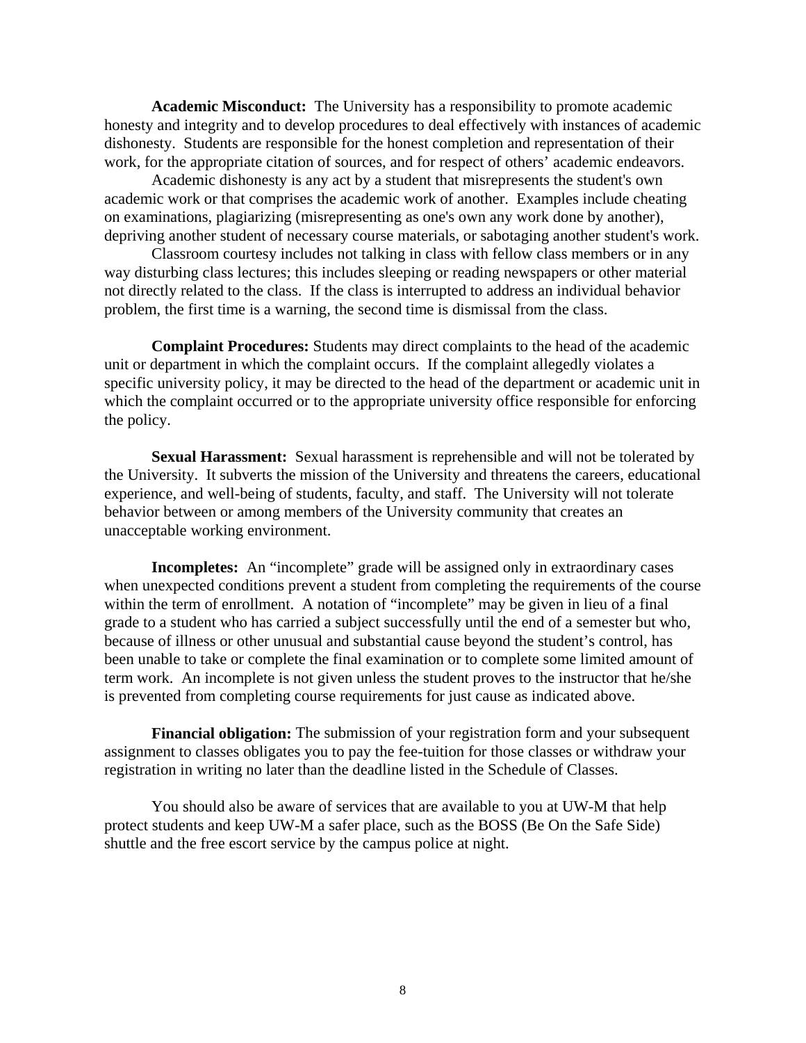**Academic Misconduct:** The University has a responsibility to promote academic honesty and integrity and to develop procedures to deal effectively with instances of academic dishonesty. Students are responsible for the honest completion and representation of their work, for the appropriate citation of sources, and for respect of others' academic endeavors.

Academic dishonesty is any act by a student that misrepresents the student's own academic work or that comprises the academic work of another. Examples include cheating on examinations, plagiarizing (misrepresenting as one's own any work done by another), depriving another student of necessary course materials, or sabotaging another student's work.

Classroom courtesy includes not talking in class with fellow class members or in any way disturbing class lectures; this includes sleeping or reading newspapers or other material not directly related to the class. If the class is interrupted to address an individual behavior problem, the first time is a warning, the second time is dismissal from the class.

**Complaint Procedures:** Students may direct complaints to the head of the academic unit or department in which the complaint occurs. If the complaint allegedly violates a specific university policy, it may be directed to the head of the department or academic unit in which the complaint occurred or to the appropriate university office responsible for enforcing the policy.

**Sexual Harassment:** Sexual harassment is reprehensible and will not be tolerated by the University. It subverts the mission of the University and threatens the careers, educational experience, and well-being of students, faculty, and staff. The University will not tolerate behavior between or among members of the University community that creates an unacceptable working environment.

**Incompletes:** An "incomplete" grade will be assigned only in extraordinary cases when unexpected conditions prevent a student from completing the requirements of the course within the term of enrollment. A notation of "incomplete" may be given in lieu of a final grade to a student who has carried a subject successfully until the end of a semester but who, because of illness or other unusual and substantial cause beyond the student's control, has been unable to take or complete the final examination or to complete some limited amount of term work. An incomplete is not given unless the student proves to the instructor that he/she is prevented from completing course requirements for just cause as indicated above.

**Financial obligation:** The submission of your registration form and your subsequent assignment to classes obligates you to pay the fee-tuition for those classes or withdraw your registration in writing no later than the deadline listed in the Schedule of Classes.

You should also be aware of services that are available to you at UW-M that help protect students and keep UW-M a safer place, such as the BOSS (Be On the Safe Side) shuttle and the free escort service by the campus police at night.